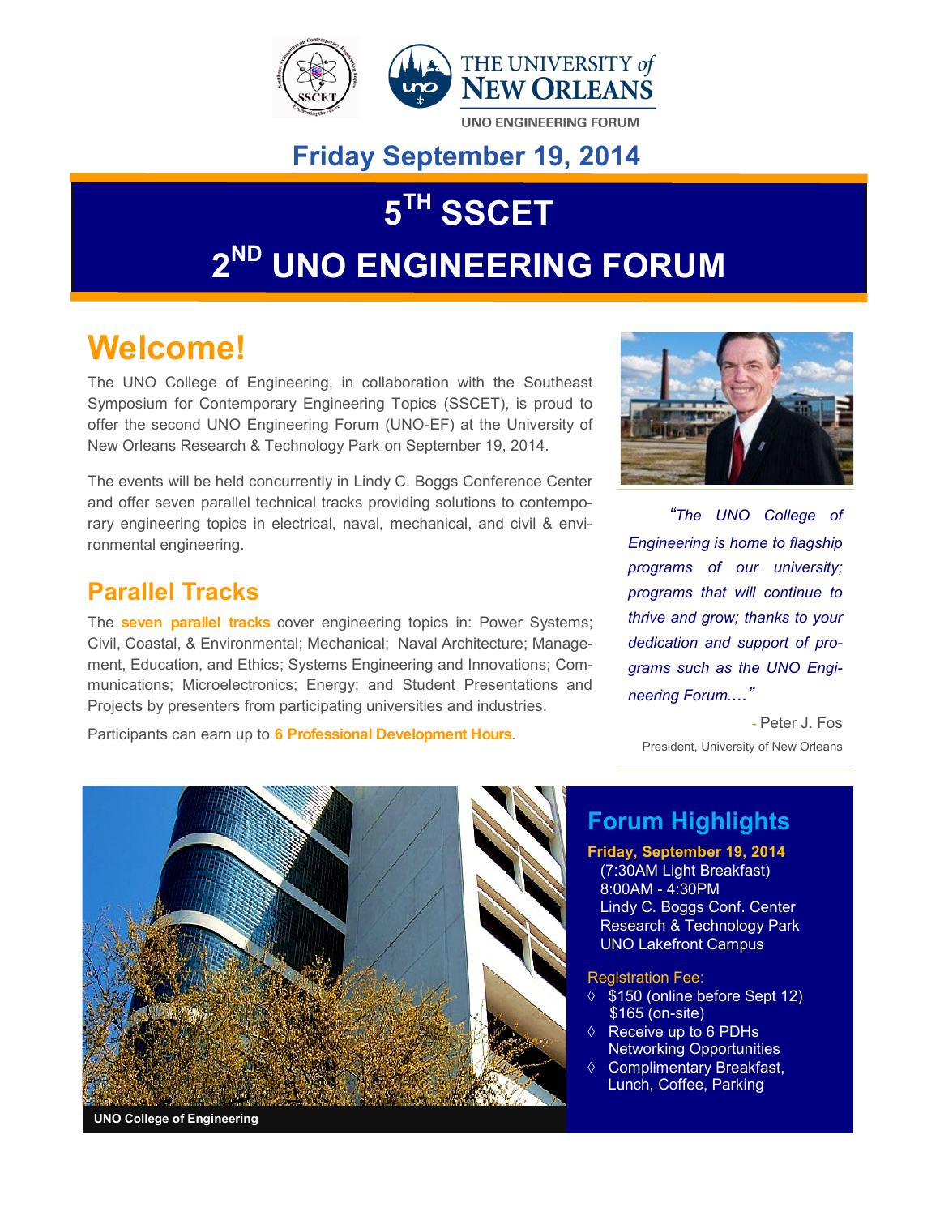UNO ENGINEERING FORUM

**Friday September 19, 2014**

# 5TH SSCET

# 2ND UNO ENGINEERING FORUM

## Welcome!

The UNO College of Engineering, in collaboration with the Southeast Symposium for Contemporary Engineering Topics (SSCET), is proud to offer the second UNO Engineering Forum (UNO-EF) at the University of New Orleans Research & Technology Park on September 19, 2014.

The events will be held concurrently in Lindy C. Boggs Conference Center and offer seven parallel technical tracks providing solutions to contemporary engineering topics in electrical, naval, mechanical, and civil & environmental engineering.

### Parallel Tracks

The **seven parallel tracks** cover engineering topics in: Power Systems; Civil, Coastal, & Environmental; Mechanical; Naval Architecture; Management, Education, and Ethics; Systems Engineering and Innovations; Communications; Microelectronics; Energy; and Student Presentations and Projects by presenters from participating universities and industries.

Participants can earn up to **6 Professional Development Hours**.

*"The UNO College of Engineering is home to flagship programs of our university; programs that will continue to thrive and grow; thanks to your dedication and support of programs such as the UNO Engineering Forum...."*

\- Peter J. Fos

President, University of New Orleans

UNO College of Engineering

### Forum Highlights

**Friday, September 19, 2014**

(7:30AM Light Breakfast)
8:00AM - 4:30PM
Lindy C. Boggs Conf. Center
Research & Technology Park
UNO Lakefront Campus

Registration Fee:

- $150 (online before Sept 12)
  $165 (on-site)
- Receive up to 6 PDHs
  Networking Opportunities
- Complimentary Breakfast, Lunch, Coffee, Parking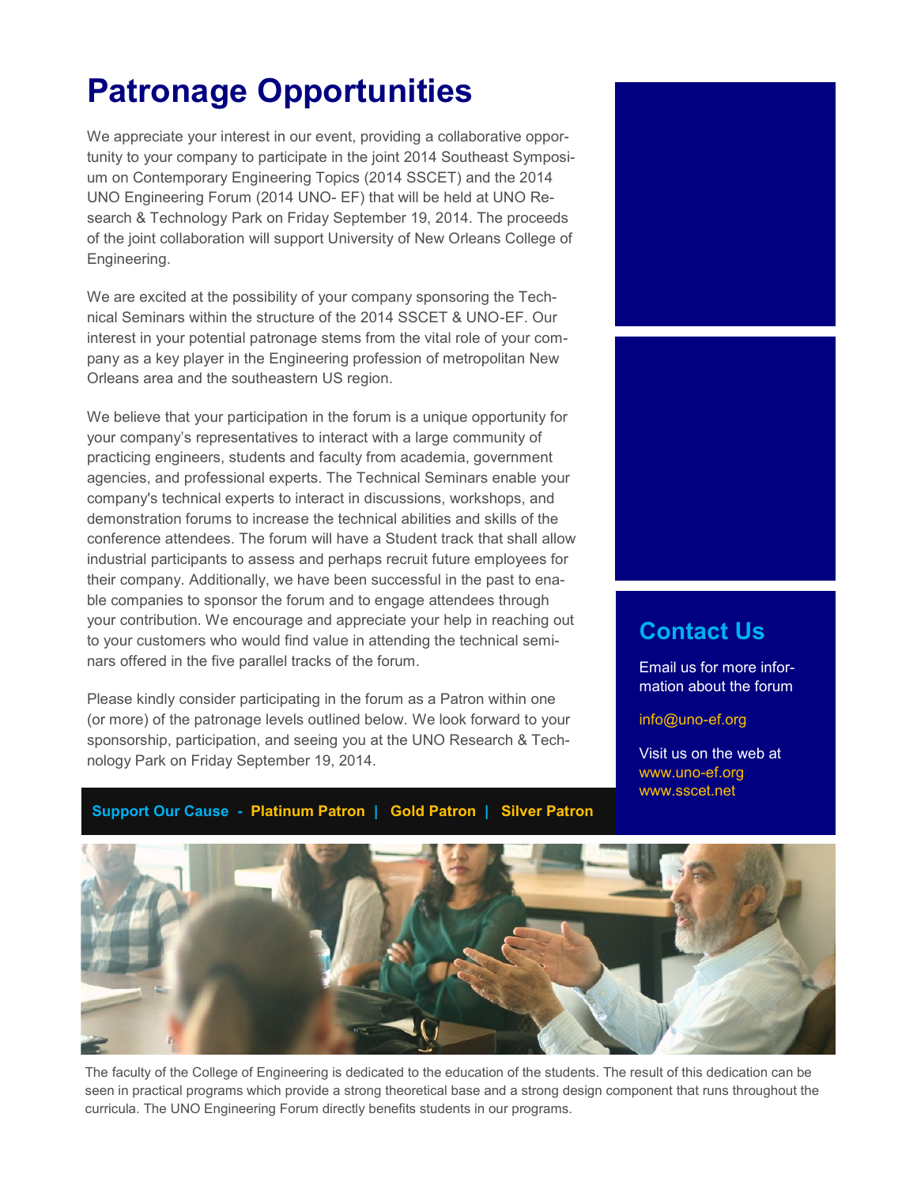# Patronage Opportunities

We appreciate your interest in our event, providing a collaborative opportunity to your company to participate in the joint 2014 Southeast Symposium on Contemporary Engineering Topics (2014 SSCET) and the 2014 UNO Engineering Forum (2014 UNO- EF) that will be held at UNO Research & Technology Park on Friday September 19, 2014. The proceeds of the joint collaboration will support University of New Orleans College of Engineering.

We are excited at the possibility of your company sponsoring the Technical Seminars within the structure of the 2014 SSCET & UNO-EF. Our interest in your potential patronage stems from the vital role of your company as a key player in the Engineering profession of metropolitan New Orleans area and the southeastern US region.

We believe that your participation in the forum is a unique opportunity for your company's representatives to interact with a large community of practicing engineers, students and faculty from academia, government agencies, and professional experts. The Technical Seminars enable your company's technical experts to interact in discussions, workshops, and demonstration forums to increase the technical abilities and skills of the conference attendees. The forum will have a Student track that shall allow industrial participants to assess and perhaps recruit future employees for their company. Additionally, we have been successful in the past to enable companies to sponsor the forum and to engage attendees through your contribution. We encourage and appreciate your help in reaching out to your customers who would find value in attending the technical seminars offered in the five parallel tracks of the forum.

Please kindly consider participating in the forum as a Patron within one (or more) of the patronage levels outlined below. We look forward to your sponsorship, participation, and seeing you at the UNO Research & Technology Park on Friday September 19, 2014.

**Support Our Cause - Platinum Patron | Gold Patron | Silver Patron**

## Contact Us

Email us for more information about the forum

info@uno-ef.org

Visit us on the web at
www.uno-ef.org
www.sscet.net

The faculty of the College of Engineering is dedicated to the education of the students. The result of this dedication can be seen in practical programs which provide a strong theoretical base and a strong design component that runs throughout the curricula. The UNO Engineering Forum directly benefits students in our programs.